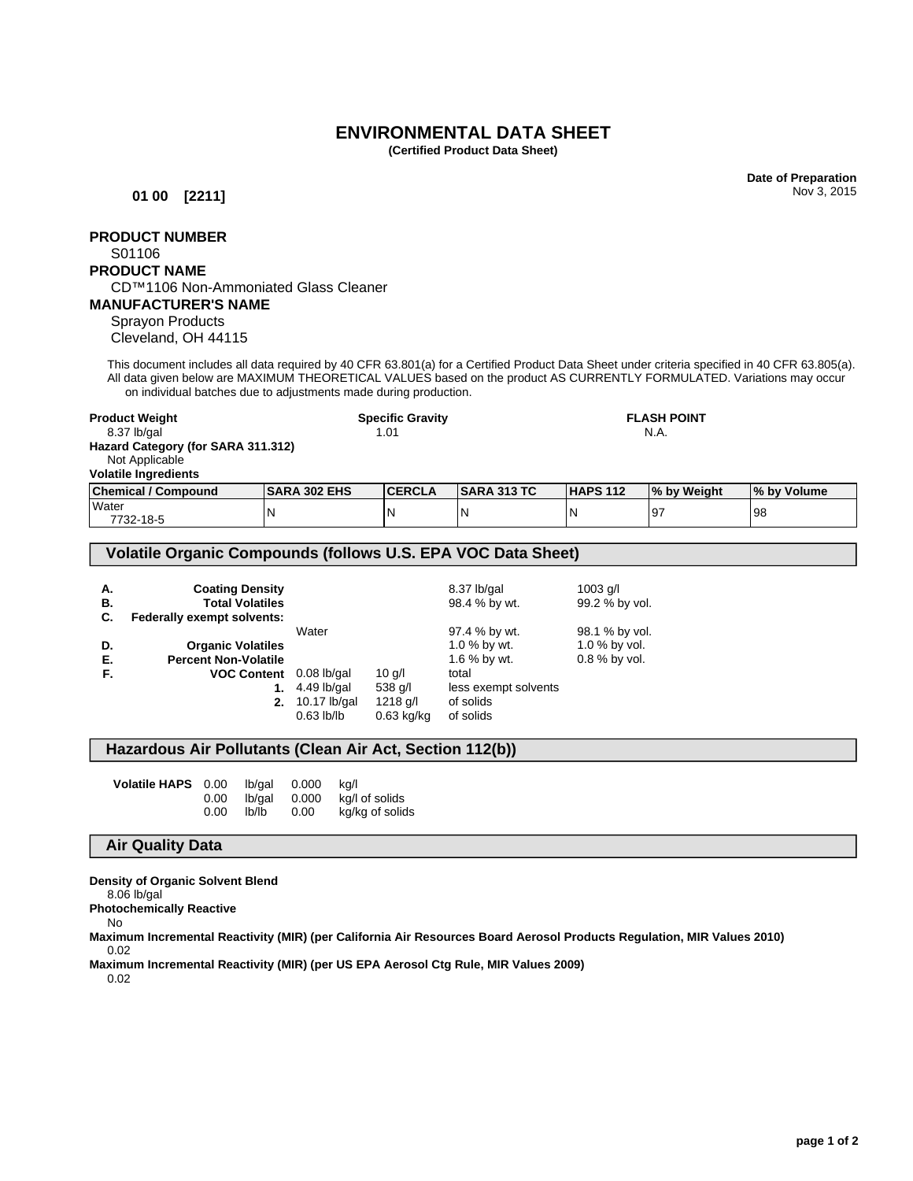# ENVIRONMENTAL DATA SHEET

**(Certified Product Data Sheet)**

**01 00 [2211]**

**Date of Preparation**
Nov 3, 2015

**PRODUCT NUMBER**
S01106

**PRODUCT NAME**
CD™1106 Non-Ammoniated Glass Cleaner

**MANUFACTURER'S NAME**
Sprayon Products
Cleveland, OH 44115

This document includes all data required by 40 CFR 63.801(a) for a Certified Product Data Sheet under criteria specified in 40 CFR 63.805(a). All data given below are MAXIMUM THEORETICAL VALUES based on the product AS CURRENTLY FORMULATED. Variations may occur on individual batches due to adjustments made during production.

**Product Weight**
8.37 lb/gal

**Specific Gravity**
1.01

**FLASH POINT**
N.A.

**Hazard Category (for SARA 311.312)**
Not Applicable

**Volatile Ingredients**

| Chemical / Compound | SARA 302 EHS | CERCLA | SARA 313 TC | HAPS 112 | % by Weight | % by Volume |
|---|---|---|---|---|---|---|
| Water 7732-18-5 | N | N | N | N | 97 | 98 |

## Volatile Organic Compounds (follows U.S. EPA VOC Data Sheet)

| | | | | | |
|---|---|---|---|---|---|
| **A.** | **Coating Density** | | | 8.37 lb/gal | 1003 g/l |
| **B.** | **Total Volatiles** | | | 98.4 % by wt. | 99.2 % by vol. |
| **C.** | **Federally exempt solvents:** | | | | |
| | Water | | | 97.4 % by wt. | 98.1 % by vol. |
| **D.** | **Organic Volatiles** | | | 1.0 % by wt. | 1.0 % by vol. |
| **E.** | **Percent Non-Volatile** | | | 1.6 % by wt. | 0.8 % by vol. |
| **F.** | **VOC Content** | 0.08 lb/gal | 10 g/l | total | |
| | **1.** | 4.49 lb/gal | 538 g/l | less exempt solvents | |
| | **2.** | 10.17 lb/gal | 1218 g/l | of solids | |
| | | 0.63 lb/lb | 0.63 kg/kg | of solids | |

## Hazardous Air Pollutants (Clean Air Act, Section 112(b))

| | | | | |
|---|---|---|---|---|
| **Volatile HAPS** | 0.00 | lb/gal | 0.000 | kg/l |
| | 0.00 | lb/gal | 0.000 | kg/l of solids |
| | 0.00 | lb/lb | 0.00 | kg/kg of solids |

## Air Quality Data

**Density of Organic Solvent Blend**
8.06 lb/gal

**Photochemically Reactive**
No

**Maximum Incremental Reactivity (MIR) (per California Air Resources Board Aerosol Products Regulation, MIR Values 2010)**
0.02

**Maximum Incremental Reactivity (MIR) (per US EPA Aerosol Ctg Rule, MIR Values 2009)**
0.02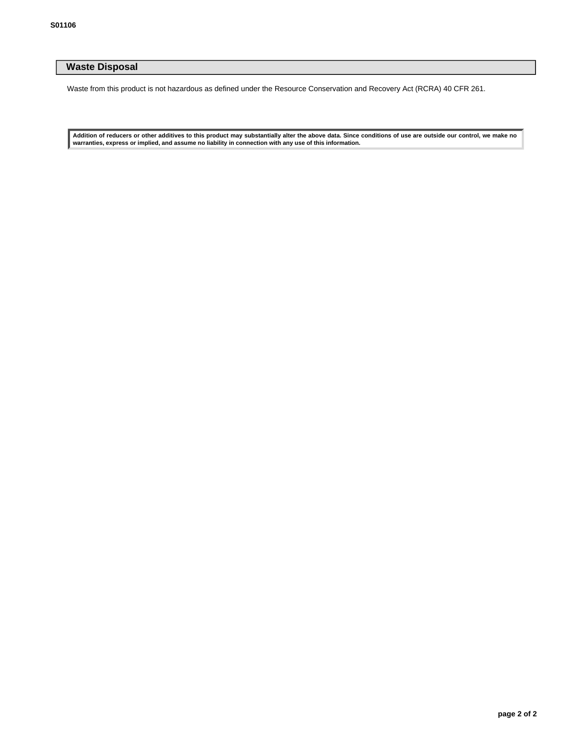## Waste Disposal

Waste from this product is not hazardous as defined under the Resource Conservation and Recovery Act (RCRA) 40 CFR 261.

**Addition of reducers or other additives to this product may substantially alter the above data. Since conditions of use are outside our control, we make no warranties, express or implied, and assume no liability in connection with any use of this information.**